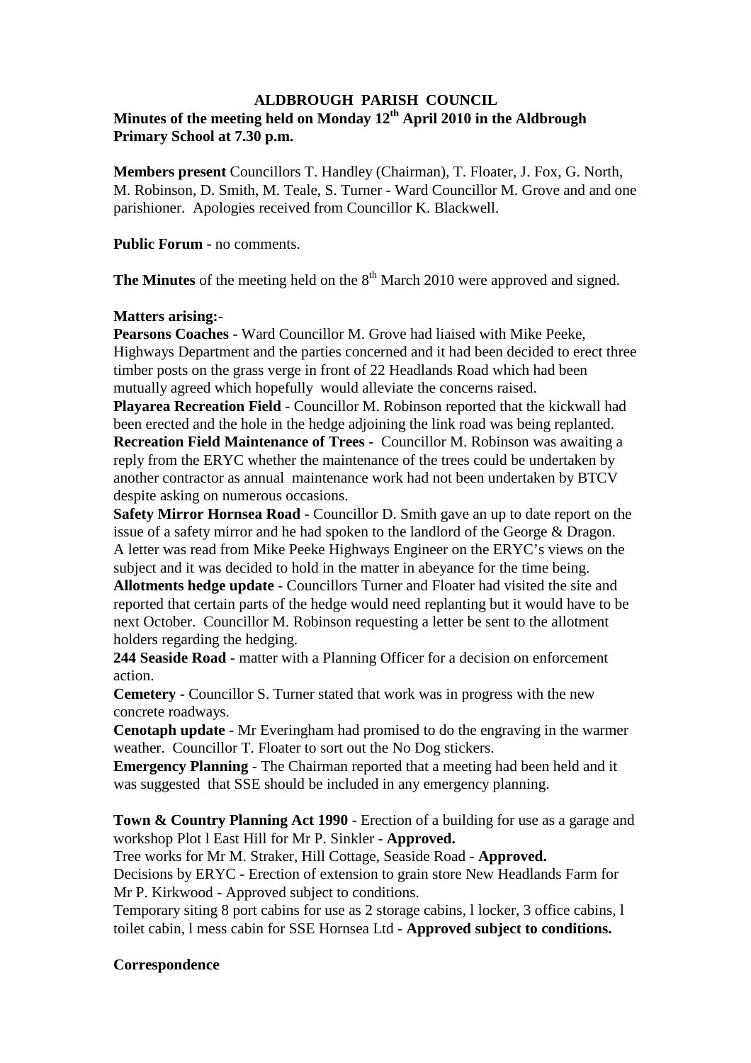**ALDBROUGH PARISH COUNCIL**

**Minutes of the meeting held on Monday 12th April 2010 in the Aldbrough Primary School at 7.30 p.m.**

**Members present** Councillors T. Handley (Chairman), T. Floater, J. Fox, G. North, M. Robinson, D. Smith, M. Teale, S. Turner - Ward Councillor M. Grove and and one parishioner. Apologies received from Councillor K. Blackwell.

**Public Forum** - no comments.

**The Minutes** of the meeting held on the 8th March 2010 were approved and signed.

**Matters arising:-**

**Pearsons Coaches** - Ward Councillor M. Grove had liaised with Mike Peeke, Highways Department and the parties concerned and it had been decided to erect three timber posts on the grass verge in front of 22 Headlands Road which had been mutually agreed which hopefully would alleviate the concerns raised.

**Playarea Recreation Field** - Councillor M. Robinson reported that the kickwall had been erected and the hole in the hedge adjoining the link road was being replanted.

**Recreation Field Maintenance of Trees** - Councillor M. Robinson was awaiting a reply from the ERYC whether the maintenance of the trees could be undertaken by another contractor as annual maintenance work had not been undertaken by BTCV despite asking on numerous occasions.

**Safety Mirror Hornsea Road** - Councillor D. Smith gave an up to date report on the issue of a safety mirror and he had spoken to the landlord of the George & Dragon. A letter was read from Mike Peeke Highways Engineer on the ERYC's views on the subject and it was decided to hold in the matter in abeyance for the time being.

**Allotments hedge update** - Councillors Turner and Floater had visited the site and reported that certain parts of the hedge would need replanting but it would have to be next October. Councillor M. Robinson requesting a letter be sent to the allotment holders regarding the hedging.

**244 Seaside Road** - matter with a Planning Officer for a decision on enforcement action.

**Cemetery** - Councillor S. Turner stated that work was in progress with the new concrete roadways.

**Cenotaph update** - Mr Everingham had promised to do the engraving in the warmer weather. Councillor T. Floater to sort out the No Dog stickers.

**Emergency Planning** - The Chairman reported that a meeting had been held and it was suggested that SSE should be included in any emergency planning.

**Town & Country Planning Act 1990** - Erection of a building for use as a garage and workshop Plot l East Hill for Mr P. Sinkler - **Approved.**

Tree works for Mr M. Straker, Hill Cottage, Seaside Road - **Approved.**

Decisions by ERYC - Erection of extension to grain store New Headlands Farm for Mr P. Kirkwood - Approved subject to conditions.

Temporary siting 8 port cabins for use as 2 storage cabins, l locker, 3 office cabins, l toilet cabin, l mess cabin for SSE Hornsea Ltd - **Approved subject to conditions.**

**Correspondence**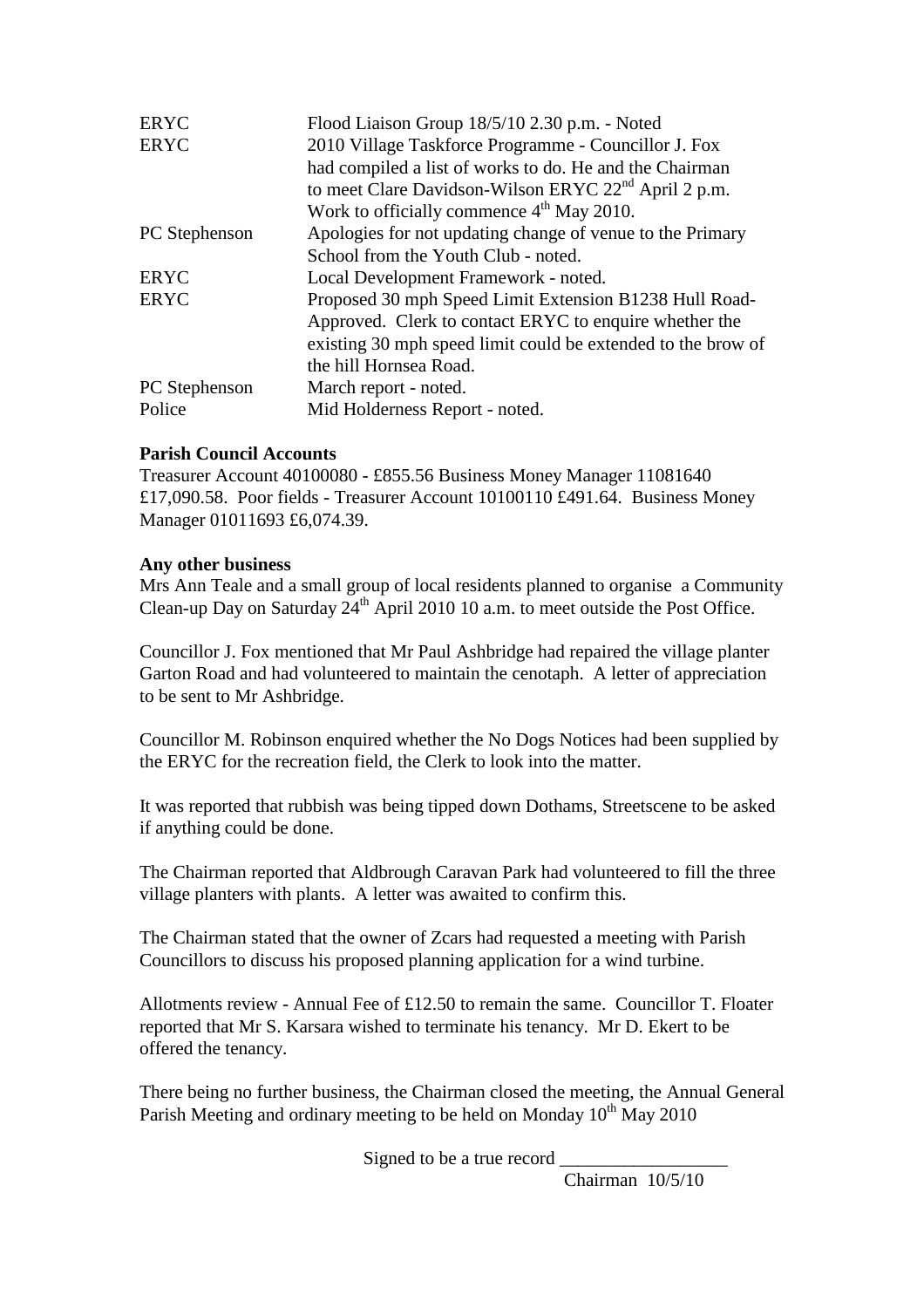| | |
|---|---|
| ERYC | Flood Liaison Group 18/5/10 2.30 p.m. - Noted |
| ERYC | 2010 Village Taskforce Programme - Councillor J. Fox had compiled a list of works to do. He and the Chairman to meet Clare Davidson-Wilson ERYC 22nd April 2 p.m. Work to officially commence 4th May 2010. |
| PC Stephenson | Apologies for not updating change of venue to the Primary School from the Youth Club - noted. |
| ERYC | Local Development Framework - noted. |
| ERYC | Proposed 30 mph Speed Limit Extension B1238 Hull Road- Approved. Clerk to contact ERYC to enquire whether the existing 30 mph speed limit could be extended to the brow of the hill Hornsea Road. |
| PC Stephenson | March report - noted. |
| Police | Mid Holderness Report - noted. |

**Parish Council Accounts**

Treasurer Account 40100080 - £855.56 Business Money Manager 11081640 £17,090.58. Poor fields - Treasurer Account 10100110 £491.64. Business Money Manager 01011693 £6,074.39.

**Any other business**

Mrs Ann Teale and a small group of local residents planned to organise a Community Clean-up Day on Saturday 24th April 2010 10 a.m. to meet outside the Post Office.

Councillor J. Fox mentioned that Mr Paul Ashbridge had repaired the village planter Garton Road and had volunteered to maintain the cenotaph. A letter of appreciation to be sent to Mr Ashbridge.

Councillor M. Robinson enquired whether the No Dogs Notices had been supplied by the ERYC for the recreation field, the Clerk to look into the matter.

It was reported that rubbish was being tipped down Dothams, Streetscene to be asked if anything could be done.

The Chairman reported that Aldbrough Caravan Park had volunteered to fill the three village planters with plants. A letter was awaited to confirm this.

The Chairman stated that the owner of Zcars had requested a meeting with Parish Councillors to discuss his proposed planning application for a wind turbine.

Allotments review - Annual Fee of £12.50 to remain the same. Councillor T. Floater reported that Mr S. Karsara wished to terminate his tenancy. Mr D. Ekert to be offered the tenancy.

There being no further business, the Chairman closed the meeting, the Annual General Parish Meeting and ordinary meeting to be held on Monday 10th May 2010

Signed to be a true record ___________________

Chairman 10/5/10